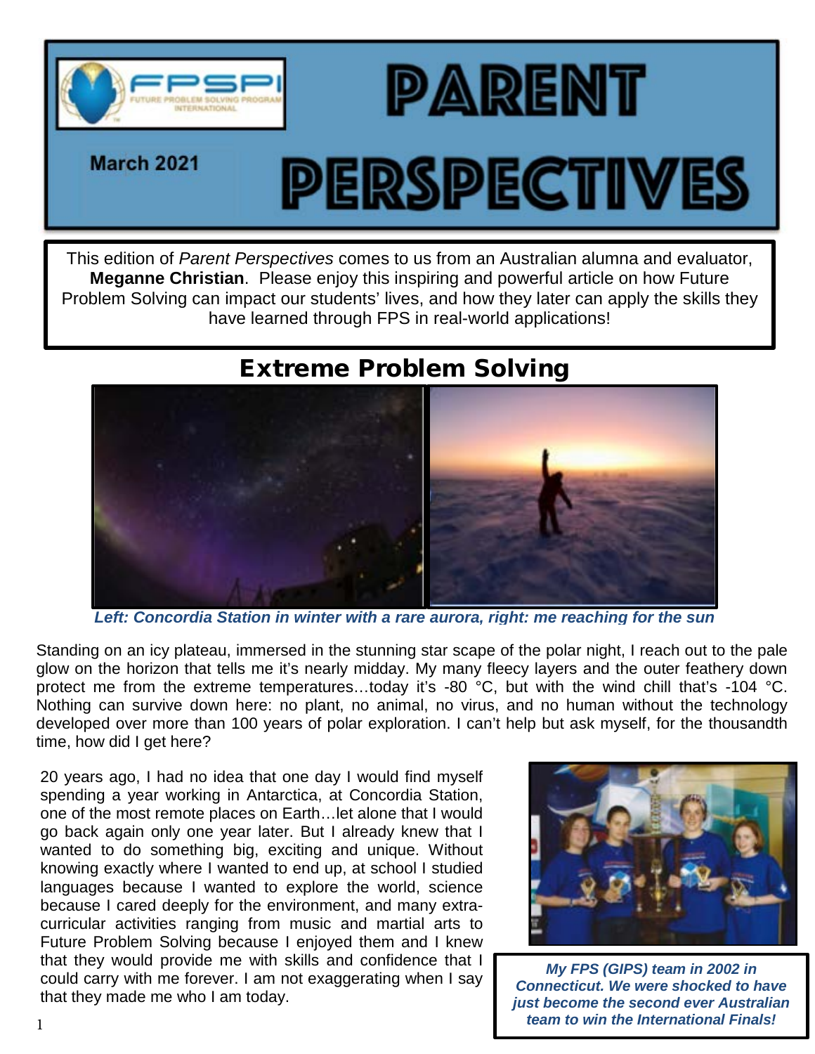# PARENT PERSPECTIVES

March 2021

This edition of *Parent Perspectives* comes to us from an Australian alumna and evaluator, **Meganne Christian**. Please enjoy this inspiring and powerful article on how Future Problem Solving can impact our students' lives, and how they later can apply the skills they have learned through FPS in real-world applications!

## Extreme Problem Solving

***Left: Concordia Station in winter with a rare aurora, right: me reaching for the sun***

Standing on an icy plateau, immersed in the stunning star scape of the polar night, I reach out to the pale glow on the horizon that tells me it's nearly midday. My many fleecy layers and the outer feathery down protect me from the extreme temperatures…today it's -80 °C, but with the wind chill that's -104 °C. Nothing can survive down here: no plant, no animal, no virus, and no human without the technology developed over more than 100 years of polar exploration. I can't help but ask myself, for the thousandth time, how did I get here?

20 years ago, I had no idea that one day I would find myself spending a year working in Antarctica, at Concordia Station, one of the most remote places on Earth…let alone that I would go back again only one year later. But I already knew that I wanted to do something big, exciting and unique. Without knowing exactly where I wanted to end up, at school I studied languages because I wanted to explore the world, science because I cared deeply for the environment, and many extra-curricular activities ranging from music and martial arts to Future Problem Solving because I enjoyed them and I knew that they would provide me with skills and confidence that I could carry with me forever. I am not exaggerating when I say that they made me who I am today.

***My FPS (GIPS) team in 2002 in Connecticut. We were shocked to have just become the second ever Australian team to win the International Finals!***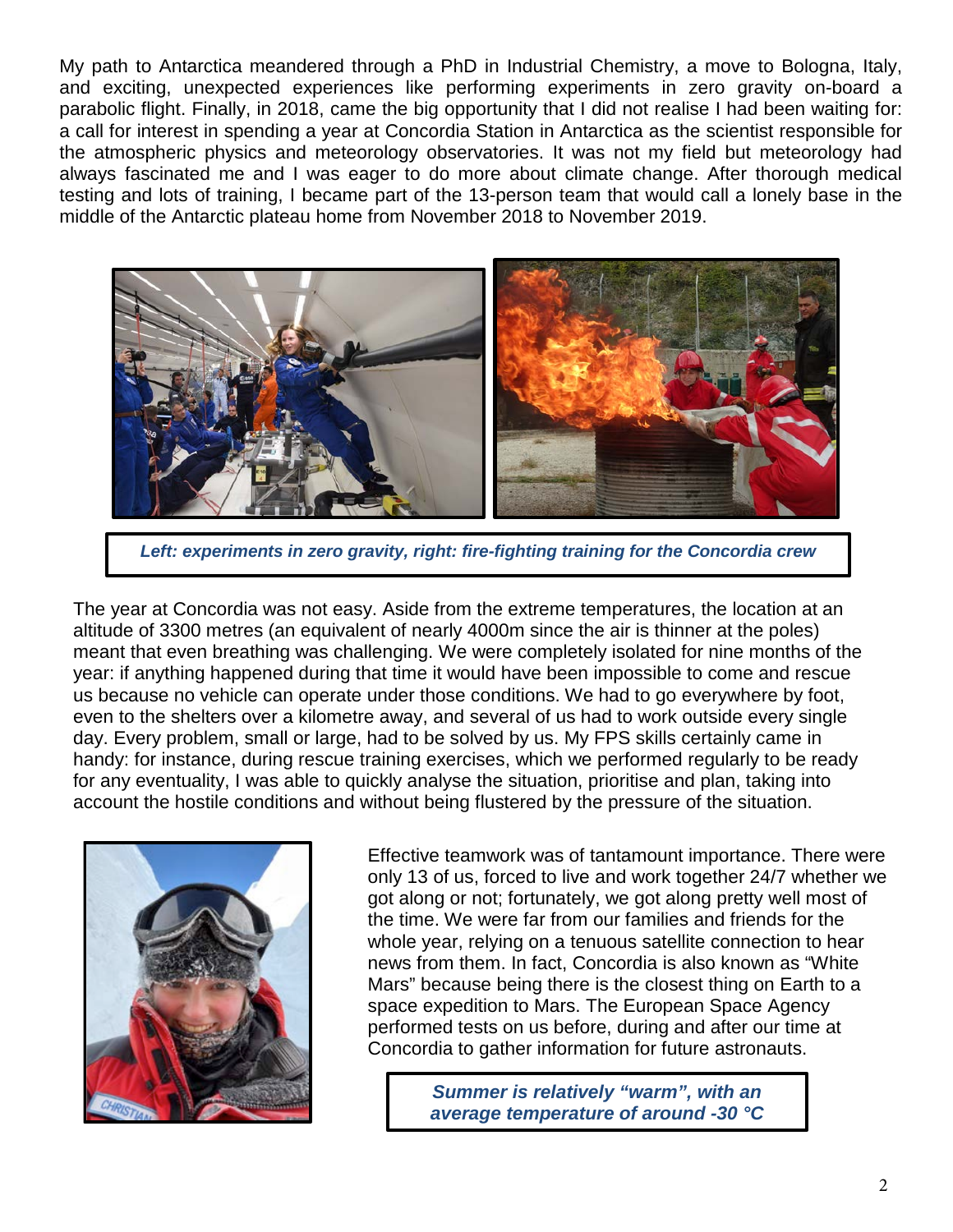My path to Antarctica meandered through a PhD in Industrial Chemistry, a move to Bologna, Italy, and exciting, unexpected experiences like performing experiments in zero gravity on-board a parabolic flight. Finally, in 2018, came the big opportunity that I did not realise I had been waiting for: a call for interest in spending a year at Concordia Station in Antarctica as the scientist responsible for the atmospheric physics and meteorology observatories. It was not my field but meteorology had always fascinated me and I was eager to do more about climate change. After thorough medical testing and lots of training, I became part of the 13-person team that would call a lonely base in the middle of the Antarctic plateau home from November 2018 to November 2019.

***Left: experiments in zero gravity, right: fire-fighting training for the Concordia crew***

The year at Concordia was not easy. Aside from the extreme temperatures, the location at an altitude of 3300 metres (an equivalent of nearly 4000m since the air is thinner at the poles) meant that even breathing was challenging. We were completely isolated for nine months of the year: if anything happened during that time it would have been impossible to come and rescue us because no vehicle can operate under those conditions. We had to go everywhere by foot, even to the shelters over a kilometre away, and several of us had to work outside every single day. Every problem, small or large, had to be solved by us. My FPS skills certainly came in handy: for instance, during rescue training exercises, which we performed regularly to be ready for any eventuality, I was able to quickly analyse the situation, prioritise and plan, taking into account the hostile conditions and without being flustered by the pressure of the situation.

Effective teamwork was of tantamount importance. There were only 13 of us, forced to live and work together 24/7 whether we got along or not; fortunately, we got along pretty well most of the time. We were far from our families and friends for the whole year, relying on a tenuous satellite connection to hear news from them. In fact, Concordia is also known as "White Mars" because being there is the closest thing on Earth to a space expedition to Mars. The European Space Agency performed tests on us before, during and after our time at Concordia to gather information for future astronauts.

***Summer is relatively "warm", with an average temperature of around -30 °C***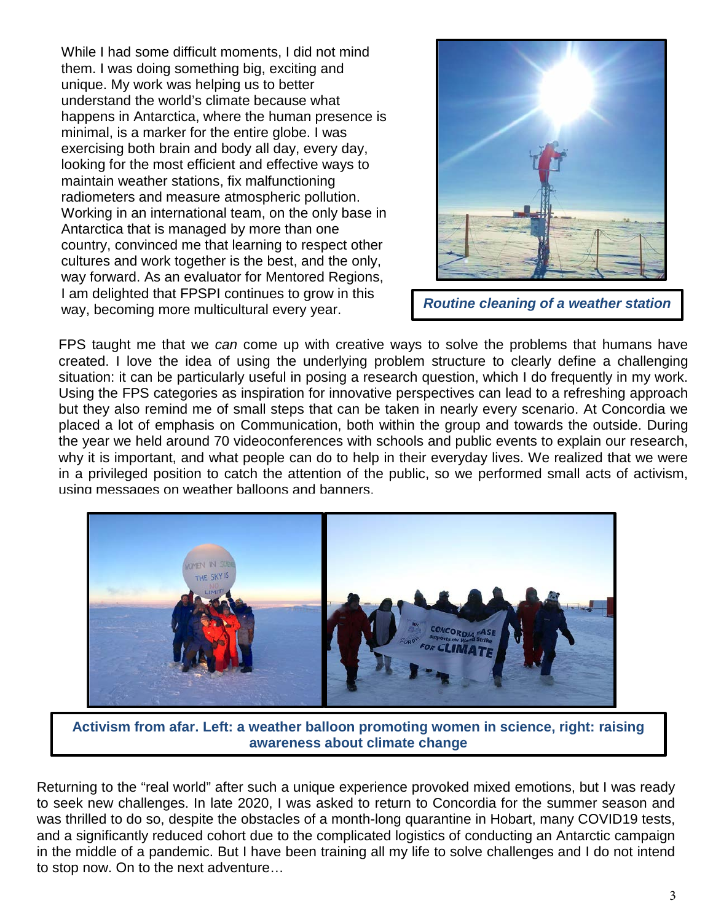While I had some difficult moments, I did not mind them. I was doing something big, exciting and unique. My work was helping us to better understand the world's climate because what happens in Antarctica, where the human presence is minimal, is a marker for the entire globe. I was exercising both brain and body all day, every day, looking for the most efficient and effective ways to maintain weather stations, fix malfunctioning radiometers and measure atmospheric pollution. Working in an international team, on the only base in Antarctica that is managed by more than one country, convinced me that learning to respect other cultures and work together is the best, and the only, way forward. As an evaluator for Mentored Regions, I am delighted that FPSPI continues to grow in this way, becoming more multicultural every year.

***Routine cleaning of a weather station***

FPS taught me that we *can* come up with creative ways to solve the problems that humans have created. I love the idea of using the underlying problem structure to clearly define a challenging situation: it can be particularly useful in posing a research question, which I do frequently in my work. Using the FPS categories as inspiration for innovative perspectives can lead to a refreshing approach but they also remind me of small steps that can be taken in nearly every scenario. At Concordia we placed a lot of emphasis on Communication, both within the group and towards the outside. During the year we held around 70 videoconferences with schools and public events to explain our research, why it is important, and what people can do to help in their everyday lives. We realized that we were in a privileged position to catch the attention of the public, so we performed small acts of activism, using messages on weather balloons and banners.

**Activism from afar. Left: a weather balloon promoting women in science, right: raising awareness about climate change**

Returning to the "real world" after such a unique experience provoked mixed emotions, but I was ready to seek new challenges. In late 2020, I was asked to return to Concordia for the summer season and was thrilled to do so, despite the obstacles of a month-long quarantine in Hobart, many COVID19 tests, and a significantly reduced cohort due to the complicated logistics of conducting an Antarctic campaign in the middle of a pandemic. But I have been training all my life to solve challenges and I do not intend to stop now. On to the next adventure…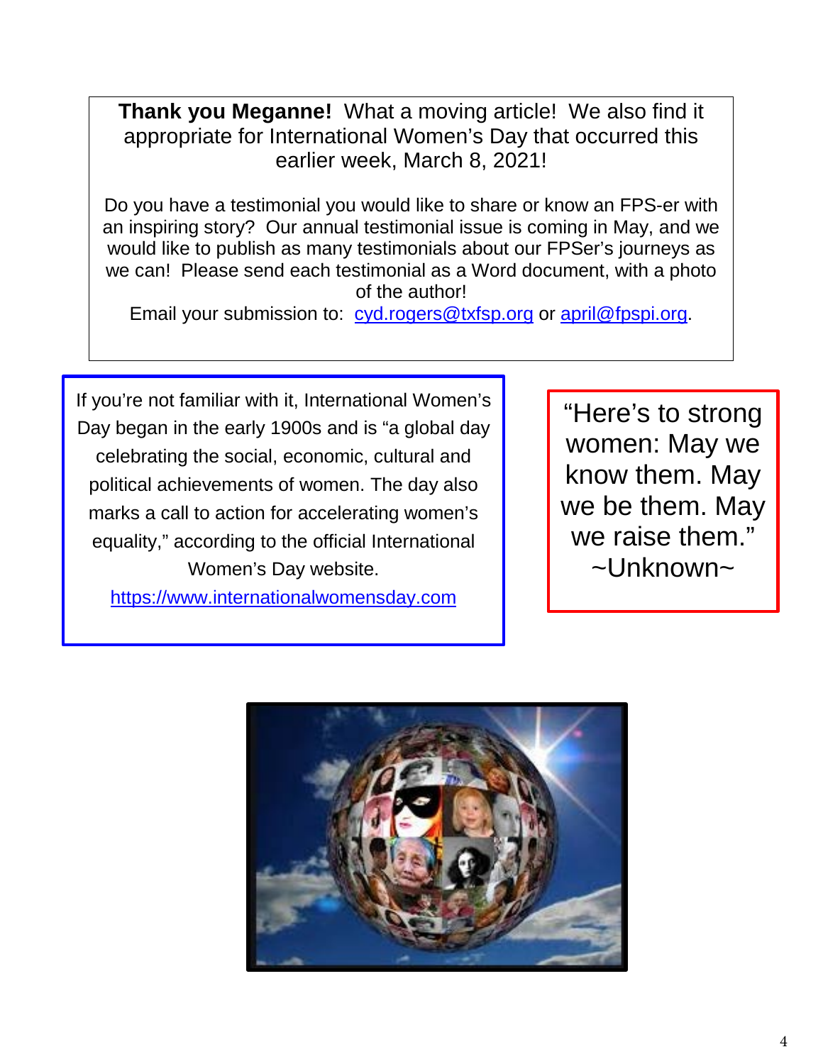**Thank you Meganne!** What a moving article! We also find it appropriate for International Women's Day that occurred this earlier week, March 8, 2021!

Do you have a testimonial you would like to share or know an FPS-er with an inspiring story? Our annual testimonial issue is coming in May, and we would like to publish as many testimonials about our FPSer's journeys as we can! Please send each testimonial as a Word document, with a photo of the author!

Email your submission to: cyd.rogers@txfsp.org or april@fpspi.org.

If you're not familiar with it, International Women's Day began in the early 1900s and is "a global day celebrating the social, economic, cultural and political achievements of women. The day also marks a call to action for accelerating women's equality," according to the official International Women's Day website.

https://www.internationalwomensday.com

"Here's to strong women: May we know them. May we be them. May we raise them."
~Unknown~